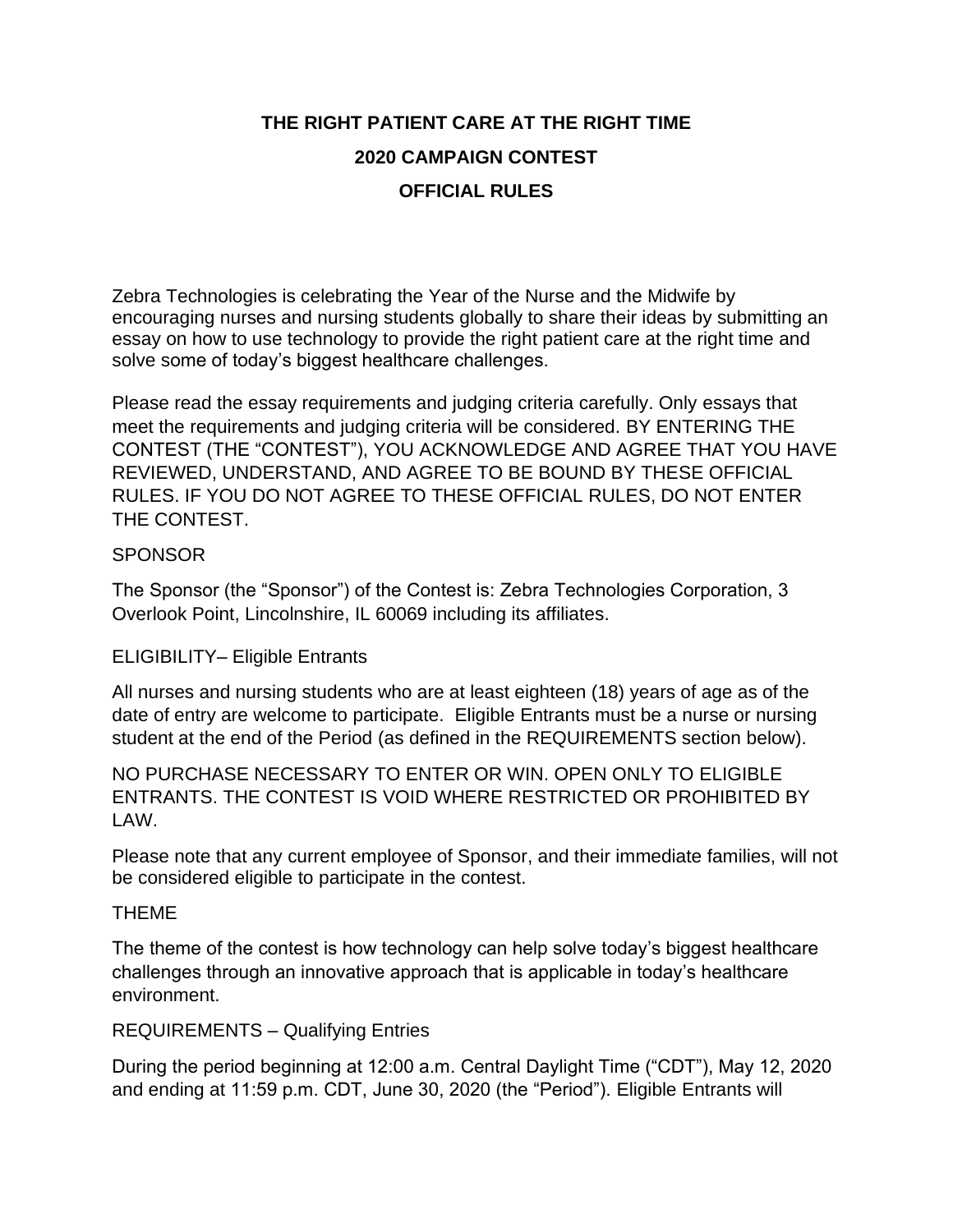# THE RIGHT PATIENT CARE AT THE RIGHT TIME

## 2020 CAMPAIGN CONTEST

## OFFICIAL RULES

Zebra Technologies is celebrating the Year of the Nurse and the Midwife by encouraging nurses and nursing students globally to share their ideas by submitting an essay on how to use technology to provide the right patient care at the right time and solve some of today's biggest healthcare challenges.

Please read the essay requirements and judging criteria carefully. Only essays that meet the requirements and judging criteria will be considered. BY ENTERING THE CONTEST (THE "CONTEST"), YOU ACKNOWLEDGE AND AGREE THAT YOU HAVE REVIEWED, UNDERSTAND, AND AGREE TO BE BOUND BY THESE OFFICIAL RULES. IF YOU DO NOT AGREE TO THESE OFFICIAL RULES, DO NOT ENTER THE CONTEST.

SPONSOR

The Sponsor (the "Sponsor") of the Contest is: Zebra Technologies Corporation, 3 Overlook Point, Lincolnshire, IL 60069 including its affiliates.

ELIGIBILITY– Eligible Entrants

All nurses and nursing students who are at least eighteen (18) years of age as of the date of entry are welcome to participate. Eligible Entrants must be a nurse or nursing student at the end of the Period (as defined in the REQUIREMENTS section below).

NO PURCHASE NECESSARY TO ENTER OR WIN. OPEN ONLY TO ELIGIBLE ENTRANTS. THE CONTEST IS VOID WHERE RESTRICTED OR PROHIBITED BY LAW.

Please note that any current employee of Sponsor, and their immediate families, will not be considered eligible to participate in the contest.

THEME

The theme of the contest is how technology can help solve today's biggest healthcare challenges through an innovative approach that is applicable in today's healthcare environment.

REQUIREMENTS – Qualifying Entries

During the period beginning at 12:00 a.m. Central Daylight Time ("CDT"), May 12, 2020 and ending at 11:59 p.m. CDT, June 30, 2020 (the "Period"). Eligible Entrants will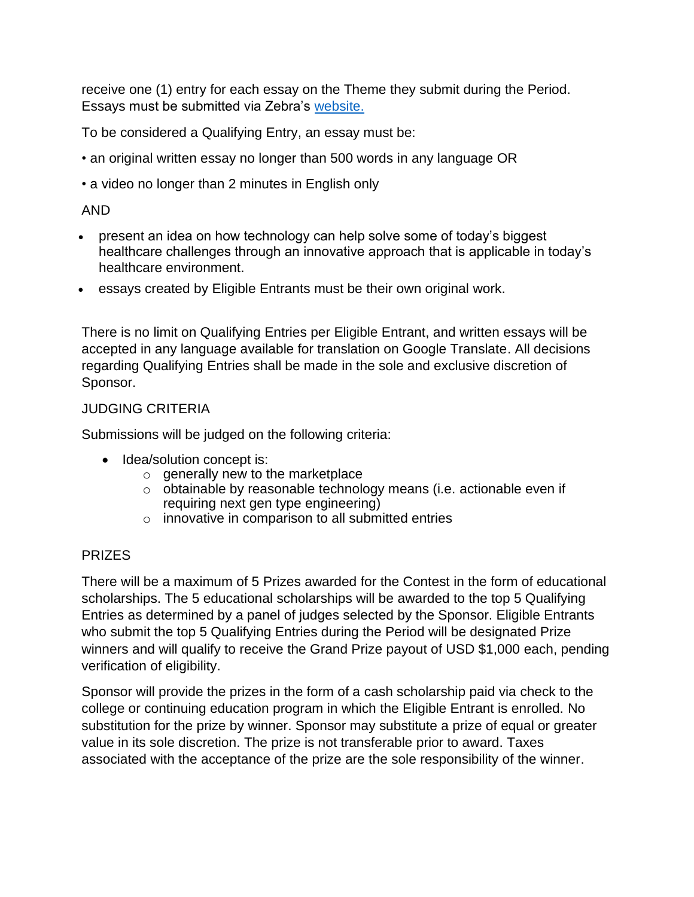receive one (1) entry for each essay on the Theme they submit during the Period. Essays must be submitted via Zebra's website.

To be considered a Qualifying Entry, an essay must be:

• an original written essay no longer than 500 words in any language OR

• a video no longer than 2 minutes in English only

AND

- present an idea on how technology can help solve some of today's biggest healthcare challenges through an innovative approach that is applicable in today's healthcare environment.
- essays created by Eligible Entrants must be their own original work.

There is no limit on Qualifying Entries per Eligible Entrant, and written essays will be accepted in any language available for translation on Google Translate. All decisions regarding Qualifying Entries shall be made in the sole and exclusive discretion of Sponsor.

## JUDGING CRITERIA

Submissions will be judged on the following criteria:

- Idea/solution concept is:
  - generally new to the marketplace
  - obtainable by reasonable technology means (i.e. actionable even if requiring next gen type engineering)
  - innovative in comparison to all submitted entries

## PRIZES

There will be a maximum of 5 Prizes awarded for the Contest in the form of educational scholarships. The 5 educational scholarships will be awarded to the top 5 Qualifying Entries as determined by a panel of judges selected by the Sponsor. Eligible Entrants who submit the top 5 Qualifying Entries during the Period will be designated Prize winners and will qualify to receive the Grand Prize payout of USD $1,000 each, pending verification of eligibility.

Sponsor will provide the prizes in the form of a cash scholarship paid via check to the college or continuing education program in which the Eligible Entrant is enrolled. No substitution for the prize by winner. Sponsor may substitute a prize of equal or greater value in its sole discretion. The prize is not transferable prior to award. Taxes associated with the acceptance of the prize are the sole responsibility of the winner.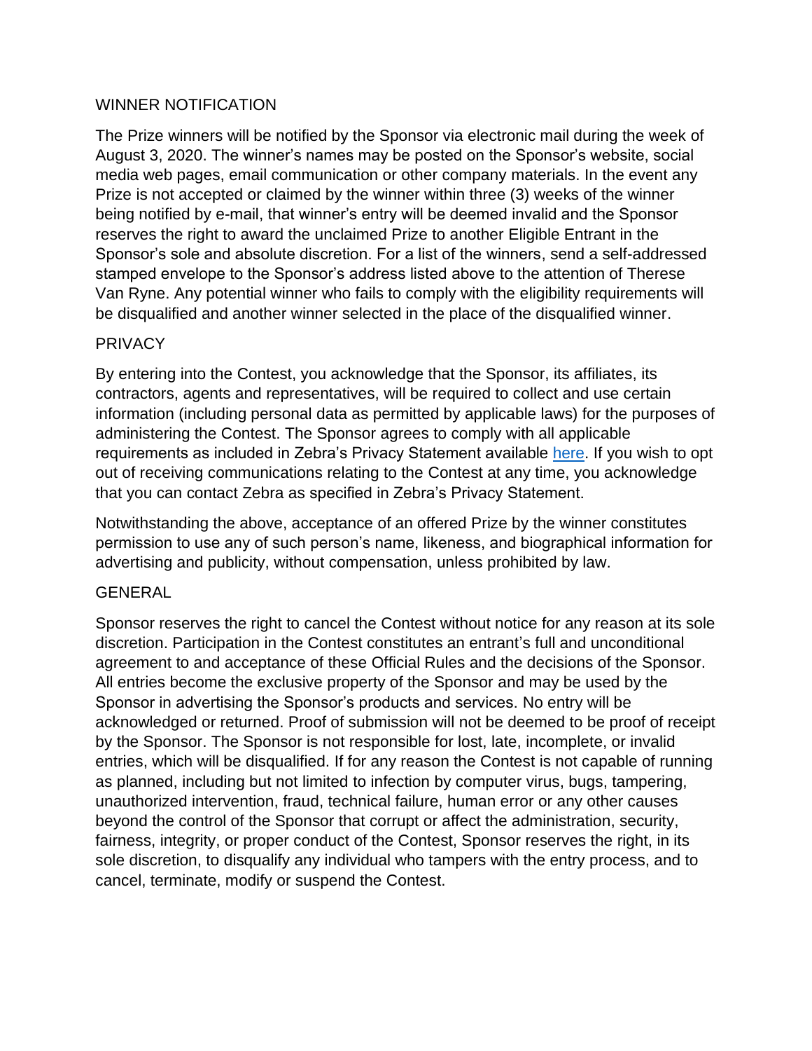## WINNER NOTIFICATION

The Prize winners will be notified by the Sponsor via electronic mail during the week of August 3, 2020. The winner's names may be posted on the Sponsor's website, social media web pages, email communication or other company materials. In the event any Prize is not accepted or claimed by the winner within three (3) weeks of the winner being notified by e-mail, that winner's entry will be deemed invalid and the Sponsor reserves the right to award the unclaimed Prize to another Eligible Entrant in the Sponsor's sole and absolute discretion. For a list of the winners, send a self-addressed stamped envelope to the Sponsor's address listed above to the attention of Therese Van Ryne. Any potential winner who fails to comply with the eligibility requirements will be disqualified and another winner selected in the place of the disqualified winner.

## PRIVACY

By entering into the Contest, you acknowledge that the Sponsor, its affiliates, its contractors, agents and representatives, will be required to collect and use certain information (including personal data as permitted by applicable laws) for the purposes of administering the Contest. The Sponsor agrees to comply with all applicable requirements as included in Zebra's Privacy Statement available here. If you wish to opt out of receiving communications relating to the Contest at any time, you acknowledge that you can contact Zebra as specified in Zebra's Privacy Statement.

Notwithstanding the above, acceptance of an offered Prize by the winner constitutes permission to use any of such person's name, likeness, and biographical information for advertising and publicity, without compensation, unless prohibited by law.

## GENERAL

Sponsor reserves the right to cancel the Contest without notice for any reason at its sole discretion. Participation in the Contest constitutes an entrant's full and unconditional agreement to and acceptance of these Official Rules and the decisions of the Sponsor. All entries become the exclusive property of the Sponsor and may be used by the Sponsor in advertising the Sponsor's products and services. No entry will be acknowledged or returned. Proof of submission will not be deemed to be proof of receipt by the Sponsor. The Sponsor is not responsible for lost, late, incomplete, or invalid entries, which will be disqualified. If for any reason the Contest is not capable of running as planned, including but not limited to infection by computer virus, bugs, tampering, unauthorized intervention, fraud, technical failure, human error or any other causes beyond the control of the Sponsor that corrupt or affect the administration, security, fairness, integrity, or proper conduct of the Contest, Sponsor reserves the right, in its sole discretion, to disqualify any individual who tampers with the entry process, and to cancel, terminate, modify or suspend the Contest.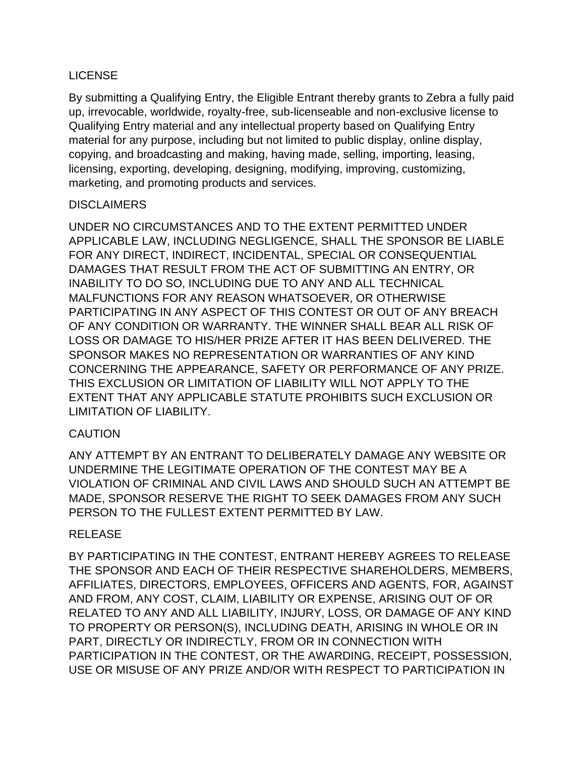## LICENSE

By submitting a Qualifying Entry, the Eligible Entrant thereby grants to Zebra a fully paid up, irrevocable, worldwide, royalty-free, sub-licenseable and non-exclusive license to Qualifying Entry material and any intellectual property based on Qualifying Entry material for any purpose, including but not limited to public display, online display, copying, and broadcasting and making, having made, selling, importing, leasing, licensing, exporting, developing, designing, modifying, improving, customizing, marketing, and promoting products and services.

## DISCLAIMERS

UNDER NO CIRCUMSTANCES AND TO THE EXTENT PERMITTED UNDER APPLICABLE LAW, INCLUDING NEGLIGENCE, SHALL THE SPONSOR BE LIABLE FOR ANY DIRECT, INDIRECT, INCIDENTAL, SPECIAL OR CONSEQUENTIAL DAMAGES THAT RESULT FROM THE ACT OF SUBMITTING AN ENTRY, OR INABILITY TO DO SO, INCLUDING DUE TO ANY AND ALL TECHNICAL MALFUNCTIONS FOR ANY REASON WHATSOEVER, OR OTHERWISE PARTICIPATING IN ANY ASPECT OF THIS CONTEST OR OUT OF ANY BREACH OF ANY CONDITION OR WARRANTY. THE WINNER SHALL BEAR ALL RISK OF LOSS OR DAMAGE TO HIS/HER PRIZE AFTER IT HAS BEEN DELIVERED. THE SPONSOR MAKES NO REPRESENTATION OR WARRANTIES OF ANY KIND CONCERNING THE APPEARANCE, SAFETY OR PERFORMANCE OF ANY PRIZE. THIS EXCLUSION OR LIMITATION OF LIABILITY WILL NOT APPLY TO THE EXTENT THAT ANY APPLICABLE STATUTE PROHIBITS SUCH EXCLUSION OR LIMITATION OF LIABILITY.

## CAUTION

ANY ATTEMPT BY AN ENTRANT TO DELIBERATELY DAMAGE ANY WEBSITE OR UNDERMINE THE LEGITIMATE OPERATION OF THE CONTEST MAY BE A VIOLATION OF CRIMINAL AND CIVIL LAWS AND SHOULD SUCH AN ATTEMPT BE MADE, SPONSOR RESERVE THE RIGHT TO SEEK DAMAGES FROM ANY SUCH PERSON TO THE FULLEST EXTENT PERMITTED BY LAW.

## RELEASE

BY PARTICIPATING IN THE CONTEST, ENTRANT HEREBY AGREES TO RELEASE THE SPONSOR AND EACH OF THEIR RESPECTIVE SHAREHOLDERS, MEMBERS, AFFILIATES, DIRECTORS, EMPLOYEES, OFFICERS AND AGENTS, FOR, AGAINST AND FROM, ANY COST, CLAIM, LIABILITY OR EXPENSE, ARISING OUT OF OR RELATED TO ANY AND ALL LIABILITY, INJURY, LOSS, OR DAMAGE OF ANY KIND TO PROPERTY OR PERSON(S), INCLUDING DEATH, ARISING IN WHOLE OR IN PART, DIRECTLY OR INDIRECTLY, FROM OR IN CONNECTION WITH PARTICIPATION IN THE CONTEST, OR THE AWARDING, RECEIPT, POSSESSION, USE OR MISUSE OF ANY PRIZE AND/OR WITH RESPECT TO PARTICIPATION IN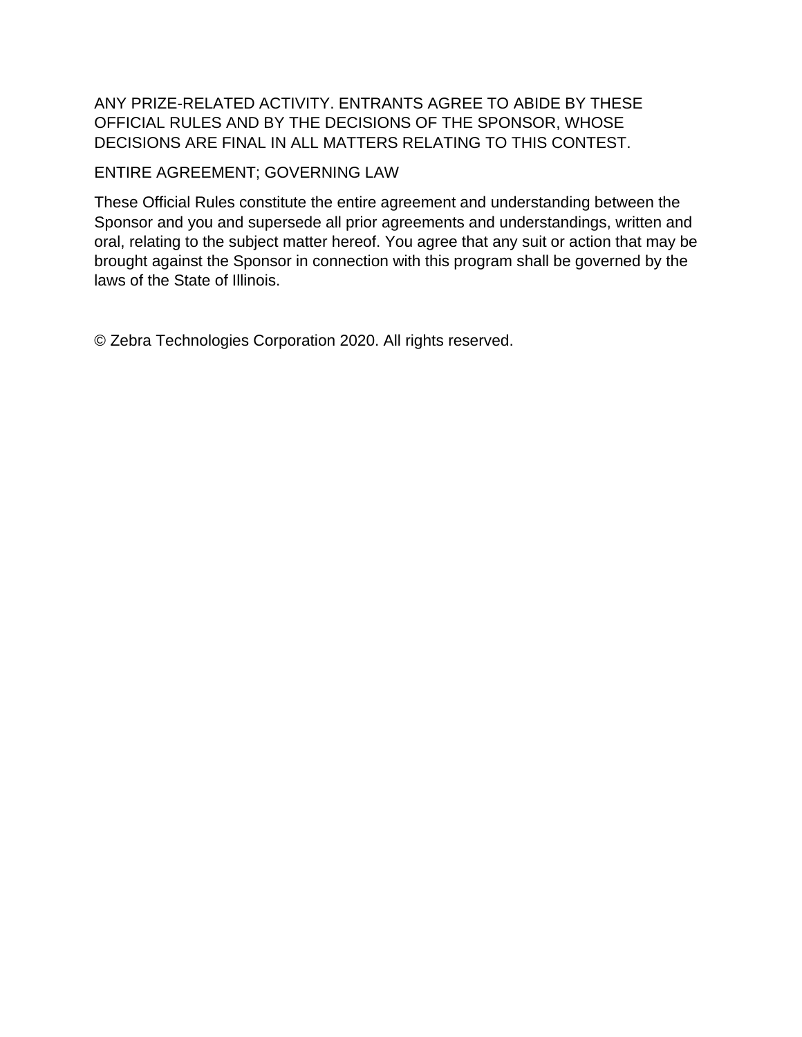ANY PRIZE-RELATED ACTIVITY. ENTRANTS AGREE TO ABIDE BY THESE OFFICIAL RULES AND BY THE DECISIONS OF THE SPONSOR, WHOSE DECISIONS ARE FINAL IN ALL MATTERS RELATING TO THIS CONTEST.

## ENTIRE AGREEMENT; GOVERNING LAW

These Official Rules constitute the entire agreement and understanding between the Sponsor and you and supersede all prior agreements and understandings, written and oral, relating to the subject matter hereof. You agree that any suit or action that may be brought against the Sponsor in connection with this program shall be governed by the laws of the State of Illinois.

© Zebra Technologies Corporation 2020. All rights reserved.